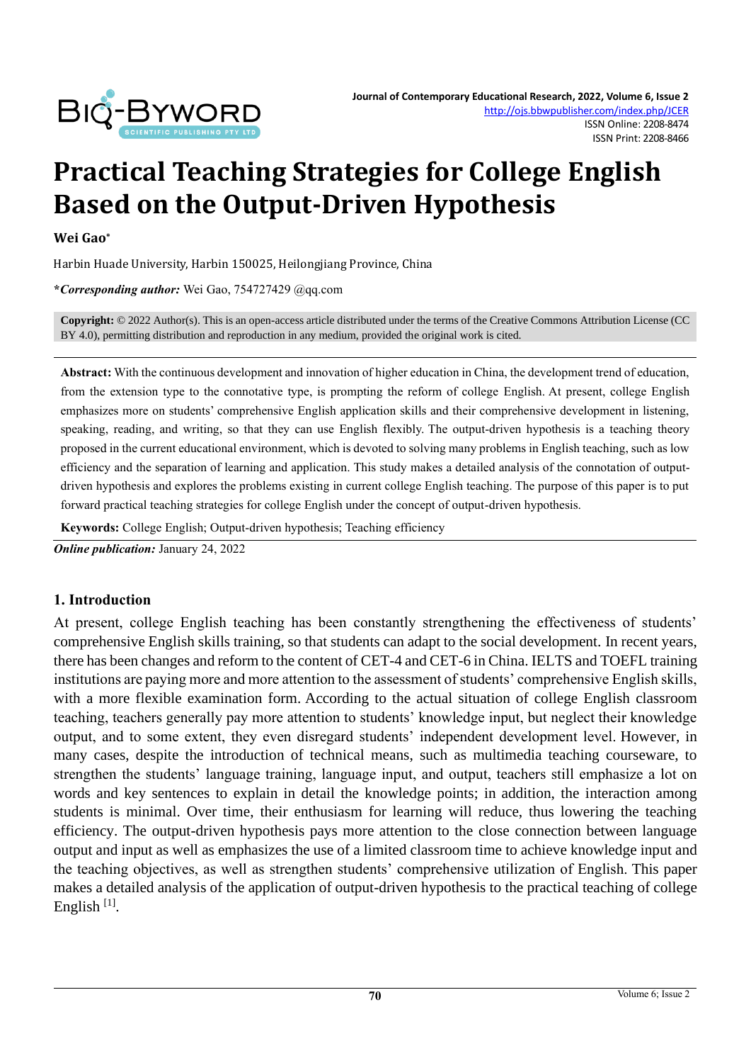# Practical Teaching Strategies for College English Based on the Output-Driven Hypothesis

**Wei Gao***

Harbin Huade University, Harbin 150025, Heilongjiang Province, China

****Corresponding author:*** Wei Gao, 754727429 @qq.com

**Copyright:** © 2022 Author(s). This is an open-access article distributed under the terms of the Creative Commons Attribution License (CC BY 4.0), permitting distribution and reproduction in any medium, provided the original work is cited.

**Abstract:** With the continuous development and innovation of higher education in China, the development trend of education, from the extension type to the connotative type, is prompting the reform of college English. At present, college English emphasizes more on students' comprehensive English application skills and their comprehensive development in listening, speaking, reading, and writing, so that they can use English flexibly. The output-driven hypothesis is a teaching theory proposed in the current educational environment, which is devoted to solving many problems in English teaching, such as low efficiency and the separation of learning and application. This study makes a detailed analysis of the connotation of output-driven hypothesis and explores the problems existing in current college English teaching. The purpose of this paper is to put forward practical teaching strategies for college English under the concept of output-driven hypothesis.

**Keywords:** College English; Output-driven hypothesis; Teaching efficiency

***Online publication:*** January 24, 2022

## 1. Introduction

At present, college English teaching has been constantly strengthening the effectiveness of students' comprehensive English skills training, so that students can adapt to the social development. In recent years, there has been changes and reform to the content of CET-4 and CET-6 in China. IELTS and TOEFL training institutions are paying more and more attention to the assessment of students' comprehensive English skills, with a more flexible examination form. According to the actual situation of college English classroom teaching, teachers generally pay more attention to students' knowledge input, but neglect their knowledge output, and to some extent, they even disregard students' independent development level. However, in many cases, despite the introduction of technical means, such as multimedia teaching courseware, to strengthen the students' language training, language input, and output, teachers still emphasize a lot on words and key sentences to explain in detail the knowledge points; in addition, the interaction among students is minimal. Over time, their enthusiasm for learning will reduce, thus lowering the teaching efficiency. The output-driven hypothesis pays more attention to the close connection between language output and input as well as emphasizes the use of a limited classroom time to achieve knowledge input and the teaching objectives, as well as strengthen students' comprehensive utilization of English. This paper makes a detailed analysis of the application of output-driven hypothesis to the practical teaching of college English [1].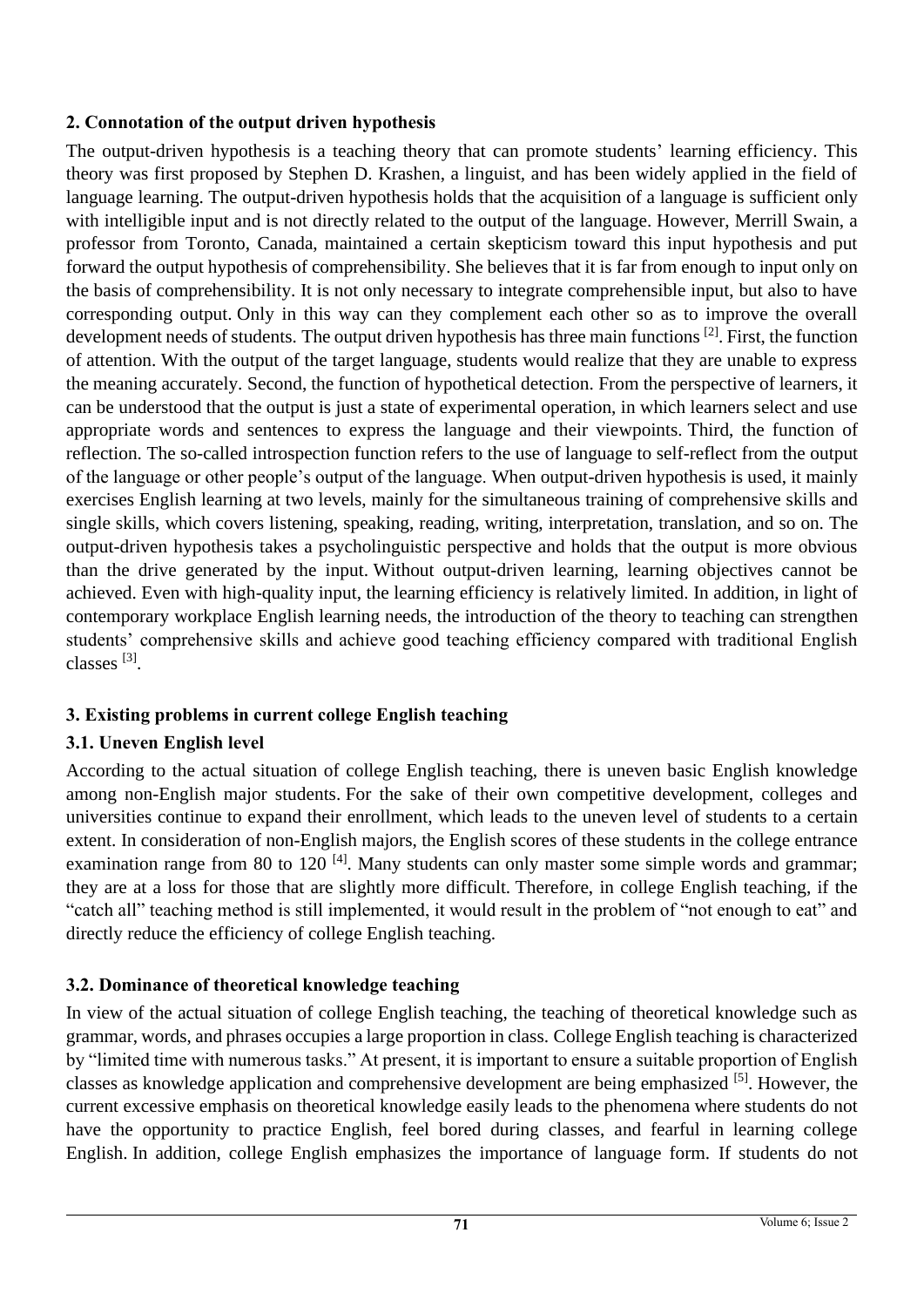## 2. Connotation of the output driven hypothesis

The output-driven hypothesis is a teaching theory that can promote students' learning efficiency. This theory was first proposed by Stephen D. Krashen, a linguist, and has been widely applied in the field of language learning. The output-driven hypothesis holds that the acquisition of a language is sufficient only with intelligible input and is not directly related to the output of the language. However, Merrill Swain, a professor from Toronto, Canada, maintained a certain skepticism toward this input hypothesis and put forward the output hypothesis of comprehensibility. She believes that it is far from enough to input only on the basis of comprehensibility. It is not only necessary to integrate comprehensible input, but also to have corresponding output. Only in this way can they complement each other so as to improve the overall development needs of students. The output driven hypothesis has three main functions [2]. First, the function of attention. With the output of the target language, students would realize that they are unable to express the meaning accurately. Second, the function of hypothetical detection. From the perspective of learners, it can be understood that the output is just a state of experimental operation, in which learners select and use appropriate words and sentences to express the language and their viewpoints. Third, the function of reflection. The so-called introspection function refers to the use of language to self-reflect from the output of the language or other people's output of the language. When output-driven hypothesis is used, it mainly exercises English learning at two levels, mainly for the simultaneous training of comprehensive skills and single skills, which covers listening, speaking, reading, writing, interpretation, translation, and so on. The output-driven hypothesis takes a psycholinguistic perspective and holds that the output is more obvious than the drive generated by the input. Without output-driven learning, learning objectives cannot be achieved. Even with high-quality input, the learning efficiency is relatively limited. In addition, in light of contemporary workplace English learning needs, the introduction of the theory to teaching can strengthen students' comprehensive skills and achieve good teaching efficiency compared with traditional English classes [3].

## 3. Existing problems in current college English teaching

### 3.1. Uneven English level

According to the actual situation of college English teaching, there is uneven basic English knowledge among non-English major students. For the sake of their own competitive development, colleges and universities continue to expand their enrollment, which leads to the uneven level of students to a certain extent. In consideration of non-English majors, the English scores of these students in the college entrance examination range from 80 to 120 [4]. Many students can only master some simple words and grammar; they are at a loss for those that are slightly more difficult. Therefore, in college English teaching, if the "catch all" teaching method is still implemented, it would result in the problem of "not enough to eat" and directly reduce the efficiency of college English teaching.

### 3.2. Dominance of theoretical knowledge teaching

In view of the actual situation of college English teaching, the teaching of theoretical knowledge such as grammar, words, and phrases occupies a large proportion in class. College English teaching is characterized by "limited time with numerous tasks." At present, it is important to ensure a suitable proportion of English classes as knowledge application and comprehensive development are being emphasized [5]. However, the current excessive emphasis on theoretical knowledge easily leads to the phenomena where students do not have the opportunity to practice English, feel bored during classes, and fearful in learning college English. In addition, college English emphasizes the importance of language form. If students do not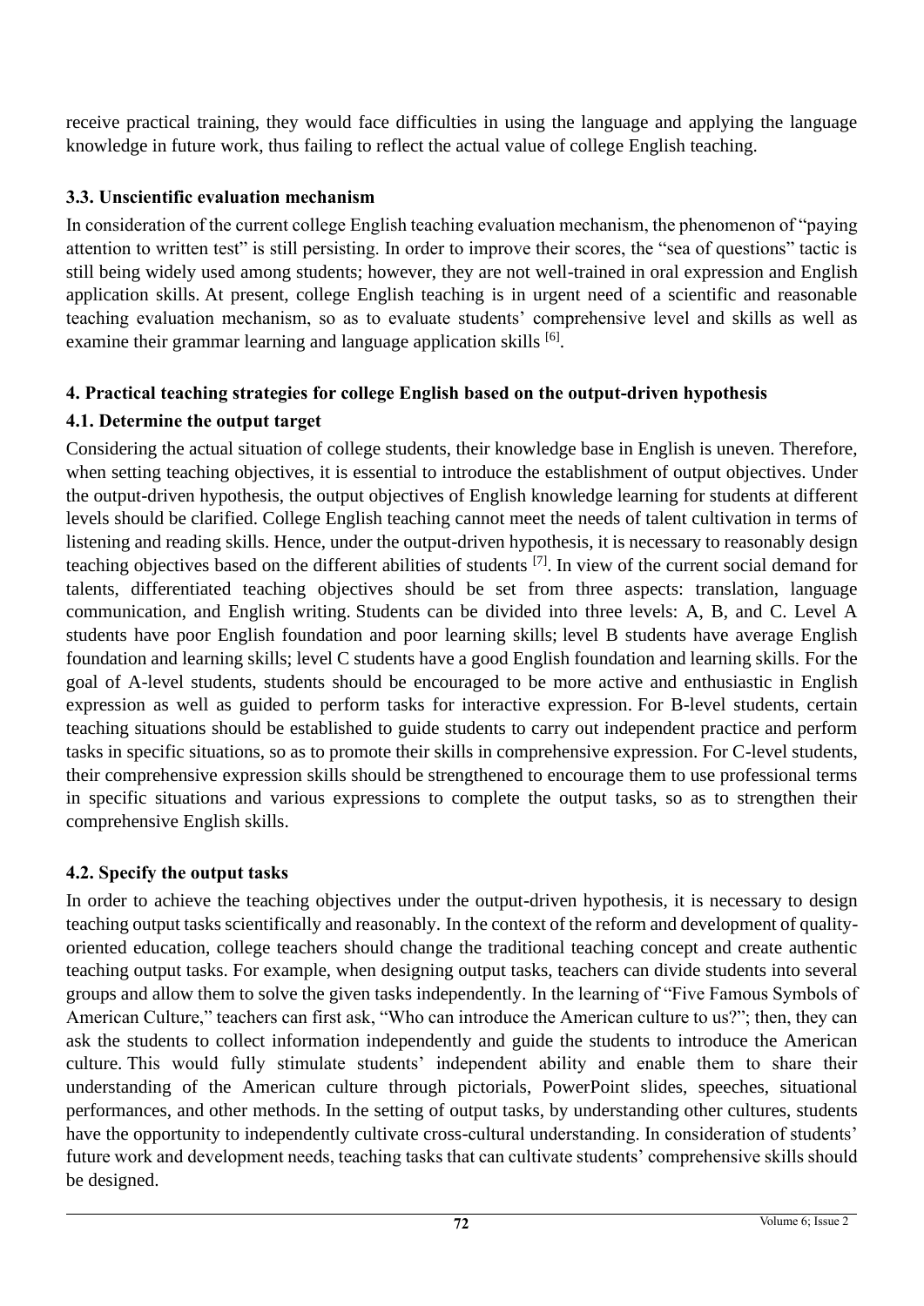receive practical training, they would face difficulties in using the language and applying the language knowledge in future work, thus failing to reflect the actual value of college English teaching.

### 3.3. Unscientific evaluation mechanism

In consideration of the current college English teaching evaluation mechanism, the phenomenon of "paying attention to written test" is still persisting. In order to improve their scores, the "sea of questions" tactic is still being widely used among students; however, they are not well-trained in oral expression and English application skills. At present, college English teaching is in urgent need of a scientific and reasonable teaching evaluation mechanism, so as to evaluate students' comprehensive level and skills as well as examine their grammar learning and language application skills [6].

## 4. Practical teaching strategies for college English based on the output-driven hypothesis

### 4.1. Determine the output target

Considering the actual situation of college students, their knowledge base in English is uneven. Therefore, when setting teaching objectives, it is essential to introduce the establishment of output objectives. Under the output-driven hypothesis, the output objectives of English knowledge learning for students at different levels should be clarified. College English teaching cannot meet the needs of talent cultivation in terms of listening and reading skills. Hence, under the output-driven hypothesis, it is necessary to reasonably design teaching objectives based on the different abilities of students [7]. In view of the current social demand for talents, differentiated teaching objectives should be set from three aspects: translation, language communication, and English writing. Students can be divided into three levels: A, B, and C. Level A students have poor English foundation and poor learning skills; level B students have average English foundation and learning skills; level C students have a good English foundation and learning skills. For the goal of A-level students, students should be encouraged to be more active and enthusiastic in English expression as well as guided to perform tasks for interactive expression. For B-level students, certain teaching situations should be established to guide students to carry out independent practice and perform tasks in specific situations, so as to promote their skills in comprehensive expression. For C-level students, their comprehensive expression skills should be strengthened to encourage them to use professional terms in specific situations and various expressions to complete the output tasks, so as to strengthen their comprehensive English skills.

### 4.2. Specify the output tasks

In order to achieve the teaching objectives under the output-driven hypothesis, it is necessary to design teaching output tasks scientifically and reasonably. In the context of the reform and development of quality-oriented education, college teachers should change the traditional teaching concept and create authentic teaching output tasks. For example, when designing output tasks, teachers can divide students into several groups and allow them to solve the given tasks independently. In the learning of "Five Famous Symbols of American Culture," teachers can first ask, "Who can introduce the American culture to us?"; then, they can ask the students to collect information independently and guide the students to introduce the American culture. This would fully stimulate students' independent ability and enable them to share their understanding of the American culture through pictorials, PowerPoint slides, speeches, situational performances, and other methods. In the setting of output tasks, by understanding other cultures, students have the opportunity to independently cultivate cross-cultural understanding. In consideration of students' future work and development needs, teaching tasks that can cultivate students' comprehensive skills should be designed.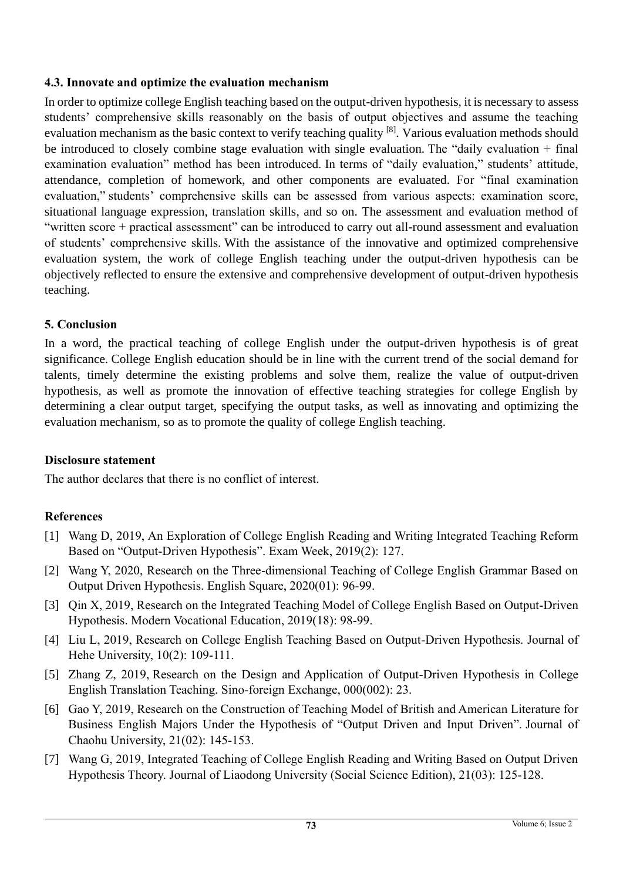### 4.3. Innovate and optimize the evaluation mechanism

In order to optimize college English teaching based on the output-driven hypothesis, it is necessary to assess students' comprehensive skills reasonably on the basis of output objectives and assume the teaching evaluation mechanism as the basic context to verify teaching quality [8]. Various evaluation methods should be introduced to closely combine stage evaluation with single evaluation. The "daily evaluation + final examination evaluation" method has been introduced. In terms of "daily evaluation," students' attitude, attendance, completion of homework, and other components are evaluated. For "final examination evaluation," students' comprehensive skills can be assessed from various aspects: examination score, situational language expression, translation skills, and so on. The assessment and evaluation method of "written score + practical assessment" can be introduced to carry out all-round assessment and evaluation of students' comprehensive skills. With the assistance of the innovative and optimized comprehensive evaluation system, the work of college English teaching under the output-driven hypothesis can be objectively reflected to ensure the extensive and comprehensive development of output-driven hypothesis teaching.

## 5. Conclusion

In a word, the practical teaching of college English under the output-driven hypothesis is of great significance. College English education should be in line with the current trend of the social demand for talents, timely determine the existing problems and solve them, realize the value of output-driven hypothesis, as well as promote the innovation of effective teaching strategies for college English by determining a clear output target, specifying the output tasks, as well as innovating and optimizing the evaluation mechanism, so as to promote the quality of college English teaching.

## Disclosure statement

The author declares that there is no conflict of interest.

## References

[1] Wang D, 2019, An Exploration of College English Reading and Writing Integrated Teaching Reform Based on "Output-Driven Hypothesis". Exam Week, 2019(2): 127.

[2] Wang Y, 2020, Research on the Three-dimensional Teaching of College English Grammar Based on Output Driven Hypothesis. English Square, 2020(01): 96-99.

[3] Qin X, 2019, Research on the Integrated Teaching Model of College English Based on Output-Driven Hypothesis. Modern Vocational Education, 2019(18): 98-99.

[4] Liu L, 2019, Research on College English Teaching Based on Output-Driven Hypothesis. Journal of Hehe University, 10(2): 109-111.

[5] Zhang Z, 2019, Research on the Design and Application of Output-Driven Hypothesis in College English Translation Teaching. Sino-foreign Exchange, 000(002): 23.

[6] Gao Y, 2019, Research on the Construction of Teaching Model of British and American Literature for Business English Majors Under the Hypothesis of "Output Driven and Input Driven". Journal of Chaohu University, 21(02): 145-153.

[7] Wang G, 2019, Integrated Teaching of College English Reading and Writing Based on Output Driven Hypothesis Theory. Journal of Liaodong University (Social Science Edition), 21(03): 125-128.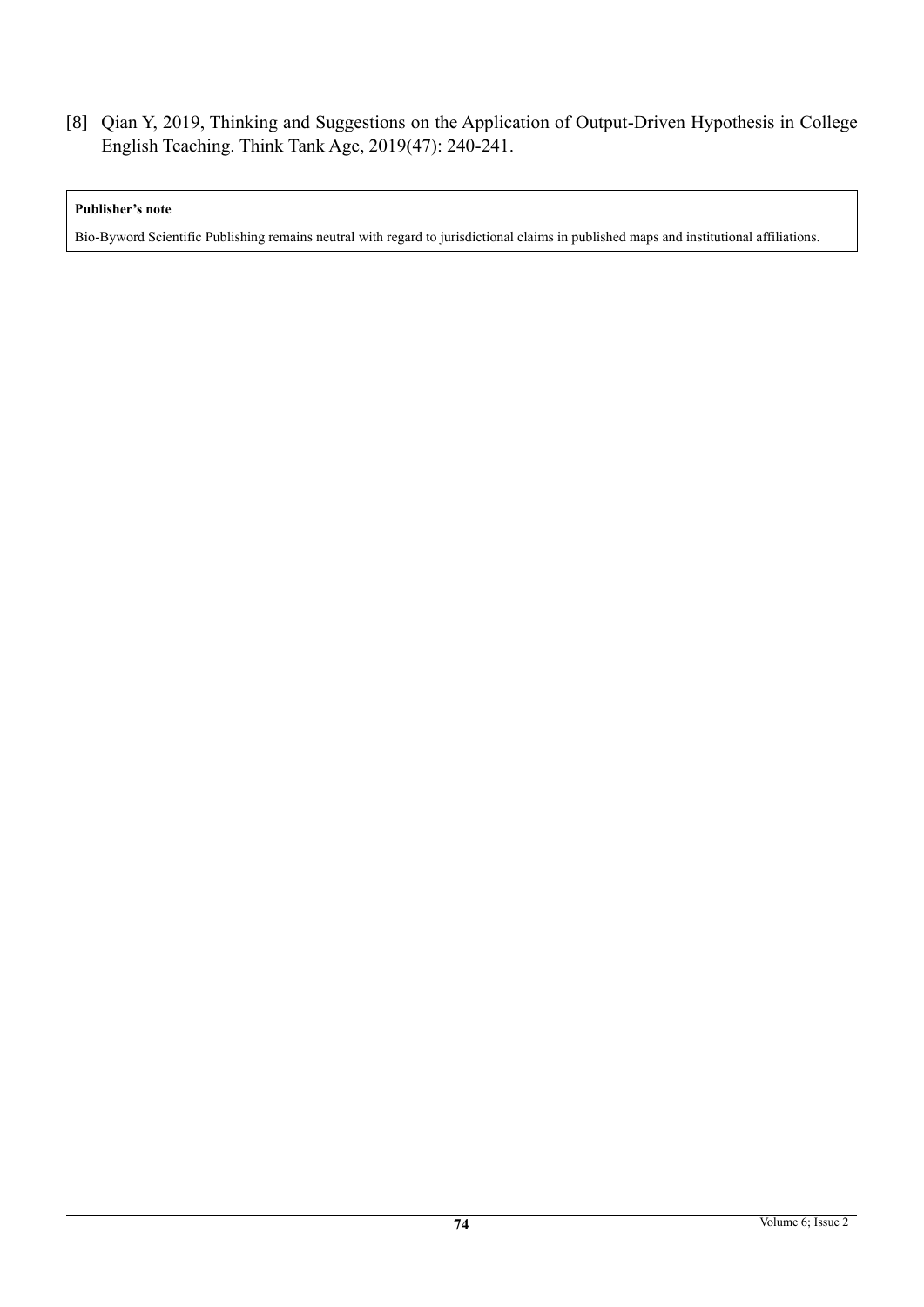[8] Qian Y, 2019, Thinking and Suggestions on the Application of Output-Driven Hypothesis in College English Teaching. Think Tank Age, 2019(47): 240-241.

**Publisher's note**

Bio-Byword Scientific Publishing remains neutral with regard to jurisdictional claims in published maps and institutional affiliations.